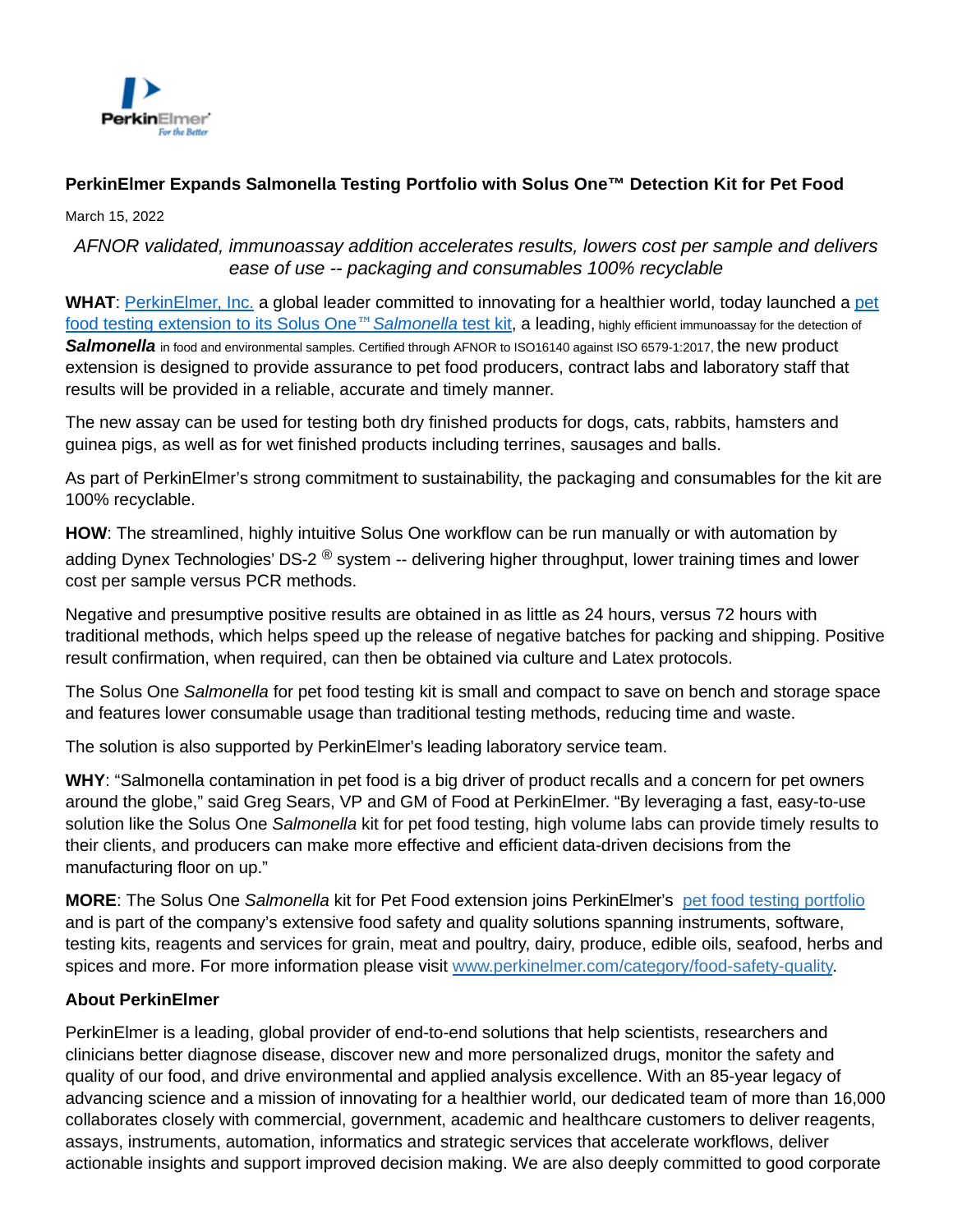**PerkinElmer Expands Salmonella Testing Portfolio with Solus One™ Detection Kit for Pet Food**

March 15, 2022

*AFNOR validated, immunoassay addition accelerates results, lowers cost per sample and delivers ease of use -- packaging and consumables 100% recyclable*

**WHAT**: PerkinElmer, Inc. a global leader committed to innovating for a healthier world, today launched a pet food testing extension to its Solus One™ *Salmonella* test kit, a leading, highly efficient immunoassay for the detection of ***Salmonella*** in food and environmental samples. Certified through AFNOR to ISO16140 against ISO 6579-1:2017, the new product extension is designed to provide assurance to pet food producers, contract labs and laboratory staff that results will be provided in a reliable, accurate and timely manner.

The new assay can be used for testing both dry finished products for dogs, cats, rabbits, hamsters and guinea pigs, as well as for wet finished products including terrines, sausages and balls.

As part of PerkinElmer's strong commitment to sustainability, the packaging and consumables for the kit are 100% recyclable.

**HOW**: The streamlined, highly intuitive Solus One workflow can be run manually or with automation by adding Dynex Technologies' DS-2 ® system -- delivering higher throughput, lower training times and lower cost per sample versus PCR methods.

Negative and presumptive positive results are obtained in as little as 24 hours, versus 72 hours with traditional methods, which helps speed up the release of negative batches for packing and shipping. Positive result confirmation, when required, can then be obtained via culture and Latex protocols.

The Solus One *Salmonella* for pet food testing kit is small and compact to save on bench and storage space and features lower consumable usage than traditional testing methods, reducing time and waste.

The solution is also supported by PerkinElmer's leading laboratory service team.

**WHY**: "Salmonella contamination in pet food is a big driver of product recalls and a concern for pet owners around the globe," said Greg Sears, VP and GM of Food at PerkinElmer. "By leveraging a fast, easy-to-use solution like the Solus One *Salmonella* kit for pet food testing, high volume labs can provide timely results to their clients, and producers can make more effective and efficient data-driven decisions from the manufacturing floor on up."

**MORE**: The Solus One *Salmonella* kit for Pet Food extension joins PerkinElmer's pet food testing portfolio and is part of the company's extensive food safety and quality solutions spanning instruments, software, testing kits, reagents and services for grain, meat and poultry, dairy, produce, edible oils, seafood, herbs and spices and more. For more information please visit www.perkinelmer.com/category/food-safety-quality.

**About PerkinElmer**

PerkinElmer is a leading, global provider of end-to-end solutions that help scientists, researchers and clinicians better diagnose disease, discover new and more personalized drugs, monitor the safety and quality of our food, and drive environmental and applied analysis excellence. With an 85-year legacy of advancing science and a mission of innovating for a healthier world, our dedicated team of more than 16,000 collaborates closely with commercial, government, academic and healthcare customers to deliver reagents, assays, instruments, automation, informatics and strategic services that accelerate workflows, deliver actionable insights and support improved decision making. We are also deeply committed to good corporate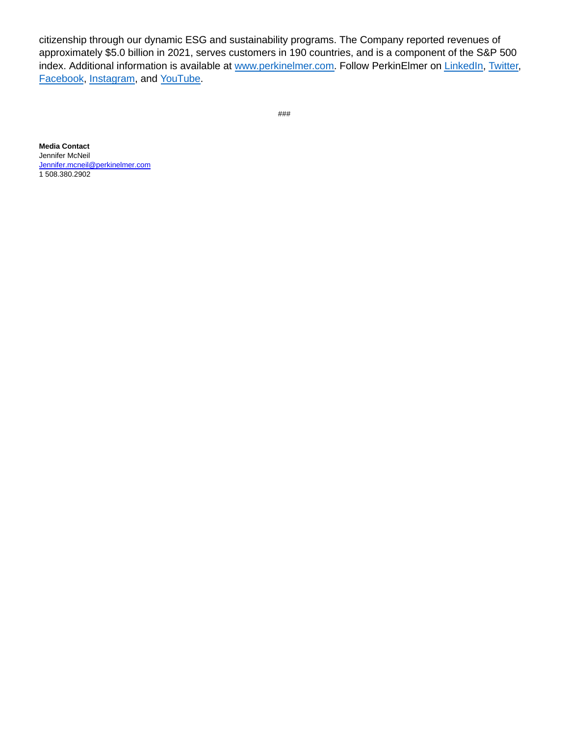citizenship through our dynamic ESG and sustainability programs. The Company reported revenues of approximately $5.0 billion in 2021, serves customers in 190 countries, and is a component of the S&P 500 index. Additional information is available at www.perkinelmer.com. Follow PerkinElmer on LinkedIn, Twitter, Facebook, Instagram, and YouTube.

###

**Media Contact**
Jennifer McNeil
Jennifer.mcneil@perkinelmer.com
1 508.380.2902